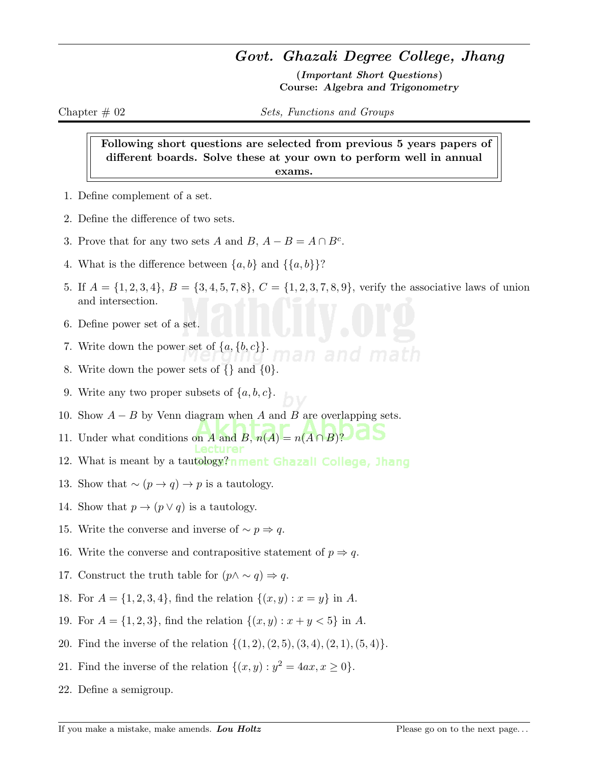# *Govt. Ghazali Degree College, Jhang*

**(*Important Short Questions*)**
**Course: *Algebra and Trigonometry***

Chapter # 02 — *Sets, Functions and Groups*

**Following short questions are selected from previous 5 years papers of different boards. Solve these at your own to perform well in annual exams.**

1. Define complement of a set.
2. Define the difference of two sets.
3. Prove that for any two sets $A$ and $B$, $A - B = A \cap B^c$.
4. What is the difference between $\{a, b\}$ and $\{\{a, b\}\}$?
5. If $A = \{1, 2, 3, 4\}$, $B = \{3, 4, 5, 7, 8\}$, $C = \{1, 2, 3, 7, 8, 9\}$, verify the associative laws of union and intersection.
6. Define power set of a set.
7. Write down the power set of $\{a, \{b, c\}\}$.
8. Write down the power sets of $\{\}$ and $\{0\}$.
9. Write any two proper subsets of $\{a, b, c\}$.
10. Show $A - B$ by Venn diagram when $A$ and $B$ are overlapping sets.
11. Under what conditions on $A$ and $B$, $n(A) = n(A \cap B)$?
12. What is meant by a tautology?
13. Show that $\sim (p \to q) \to p$ is a tautology.
14. Show that $p \to (p \vee q)$ is a tautology.
15. Write the converse and inverse of $\sim p \Rightarrow q$.
16. Write the converse and contrapositive statement of $p \Rightarrow q$.
17. Construct the truth table for $(p \wedge \sim q) \Rightarrow q$.
18. For $A = \{1, 2, 3, 4\}$, find the relation $\{(x, y) : x = y\}$ in $A$.
19. For $A = \{1, 2, 3\}$, find the relation $\{(x, y) : x + y < 5\}$ in $A$.
20. Find the inverse of the relation $\{(1, 2), (2, 5), (3, 4), (2, 1), (5, 4)\}$.
21. Find the inverse of the relation $\{(x, y) : y^2 = 4ax, x \geq 0\}$.
22. Define a semigroup.

If you make a mistake, make amends. ***Lou Holtz***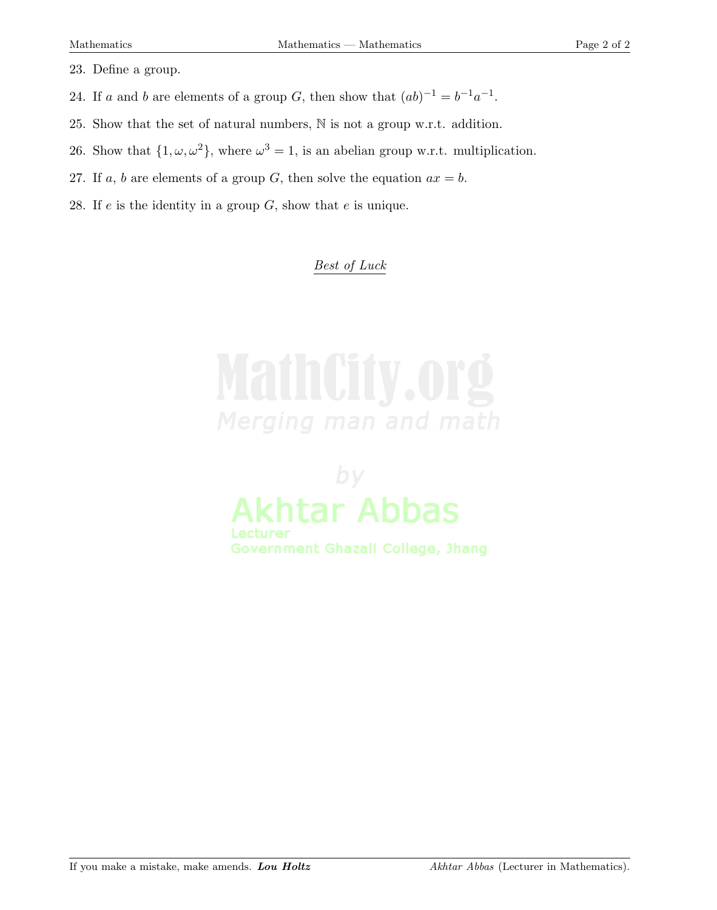23. Define a group.

24. If $a$ and $b$ are elements of a group $G$, then show that $(ab)^{-1} = b^{-1}a^{-1}$.

25. Show that the set of natural numbers, $\mathbb{N}$ is not a group w.r.t. addition.

26. Show that $\{1, \omega, \omega^2\}$, where $\omega^3 = 1$, is an abelian group w.r.t. multiplication.

27. If $a$, $b$ are elements of a group $G$, then solve the equation $ax = b$.

28. If $e$ is the identity in a group $G$, show that $e$ is unique.

*Best of Luck*